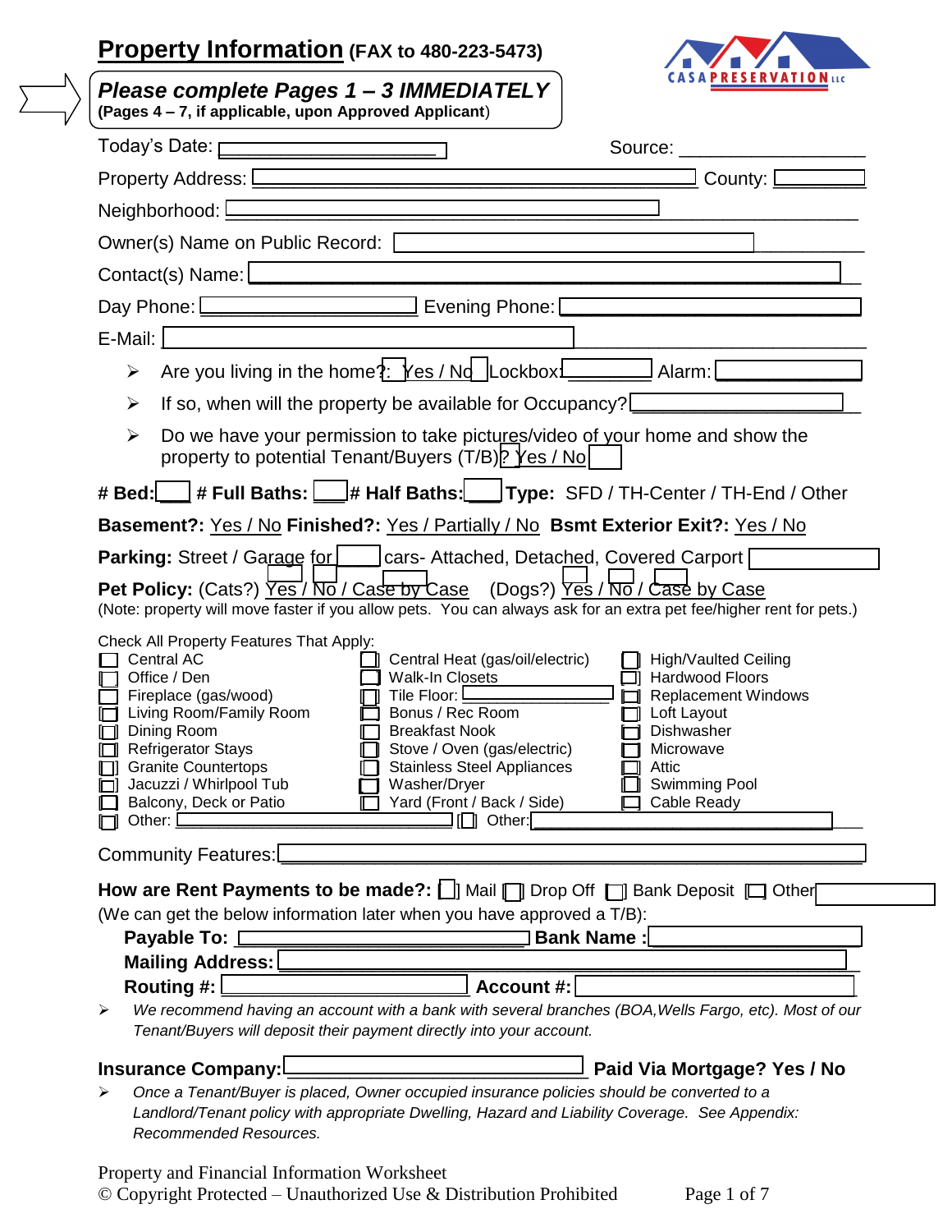# Property Information (FAX to 480-223-5473)

***Please complete Pages 1 – 3 IMMEDIATELY***
**(Pages 4 – 7, if applicable, upon Approved Applicant)**

CASA PRESERVATION LLC

Today's Date: ____________________ Source: ________________

Property Address: ________________________________________ County: __________

Neighborhood: ________________________________________________

Owner(s) Name on Public Record: ________________________________

Contact(s) Name: ______________________________________________

Day Phone: ____________________ Evening Phone: ____________________

E-Mail: ______________________________________________________

- Are you living in the home?: Yes / No Lockbox: ________ Alarm: __________
- If so, when will the property be available for Occupancy? __________________
- Do we have your permission to take pictures/video of your home and show the property to potential Tenant/Buyers (T/B)? Yes / No

**# Bed:** ___ **# Full Baths:** ___ **# Half Baths:** ___ **Type:** SFD / TH-Center / TH-End / Other

**Basement?:** Yes / No **Finished?:** Yes / Partially / No **Bsmt Exterior Exit?:** Yes / No

**Parking:** Street / Garage for ____ cars- Attached, Detached, Covered Carport

**Pet Policy:** (Cats?) Yes / No / Case by Case (Dogs?) Yes / No / Case by Case
(Note: property will move faster if you allow pets. You can always ask for an extra pet fee/higher rent for pets.)

Check All Property Features That Apply:

- [ ] Central AC
- [ ] Office / Den
- [ ] Fireplace (gas/wood)
- [ ] Living Room/Family Room
- [ ] Dining Room
- [ ] Refrigerator Stays
- [ ] Granite Countertops
- [ ] Jacuzzi / Whirlpool Tub
- [ ] Balcony, Deck or Patio
- [ ] Other: ____________________
- [ ] Central Heat (gas/oil/electric)
- [ ] Walk-In Closets
- [ ] Tile Floor: ____________
- [ ] Bonus / Rec Room
- [ ] Breakfast Nook
- [ ] Stove / Oven (gas/electric)
- [ ] Stainless Steel Appliances
- [ ] Washer/Dryer
- [ ] Yard (Front / Back / Side)
- [ ] Other: ____________________
- [ ] High/Vaulted Ceiling
- [ ] Hardwood Floors
- [ ] Replacement Windows
- [ ] Loft Layout
- [ ] Dishwasher
- [ ] Microwave
- [ ] Attic
- [ ] Swimming Pool
- [ ] Cable Ready

Community Features: ______________________________________________

**How are Rent Payments to be made?:** [ ] Mail [ ] Drop Off [ ] Bank Deposit [ ] Other ________
(We can get the below information later when you have approved a T/B):

**Payable To:** ____________________ **Bank Name :** ____________________

**Mailing Address:** ______________________________________________

**Routing #:** ____________________ **Account #:** ____________________

- *We recommend having an account with a bank with several branches (BOA,Wells Fargo, etc). Most of our Tenant/Buyers will deposit their payment directly into your account.*

**Insurance Company:** ____________________ **Paid Via Mortgage? Yes / No**

- *Once a Tenant/Buyer is placed, Owner occupied insurance policies should be converted to a Landlord/Tenant policy with appropriate Dwelling, Hazard and Liability Coverage. See Appendix: Recommended Resources.*

Property and Financial Information Worksheet
© Copyright Protected – Unauthorized Use & Distribution Prohibited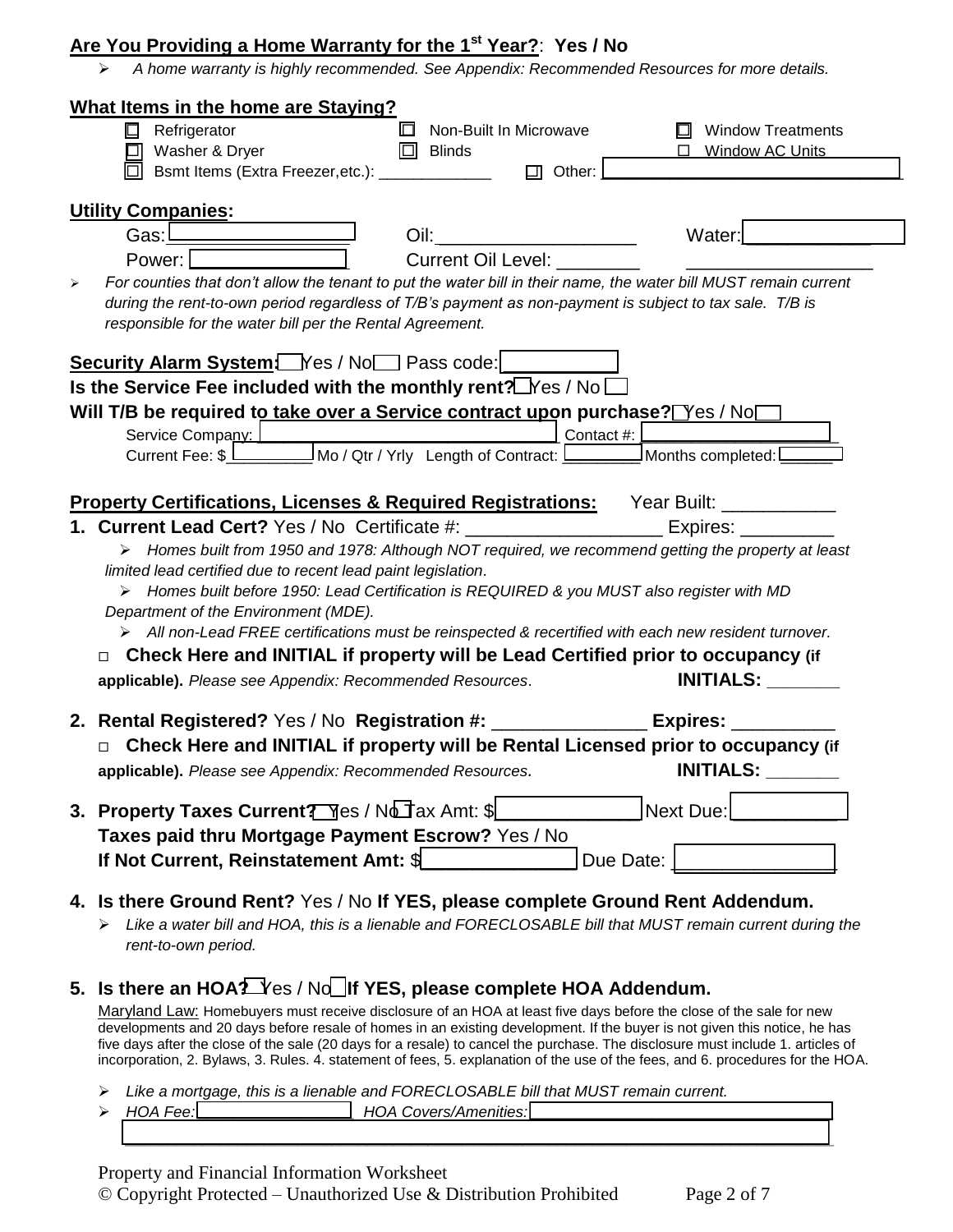**Are You Providing a Home Warranty for the 1st Year?**: **Yes / No**

- *A home warranty is highly recommended. See Appendix: Recommended Resources for more details.*

**What Items in the home are Staying?**

- ☐ Refrigerator ☐ Non-Built In Microwave ☐ Window Treatments
- ☐ Washer & Dryer ☐ Blinds ☐ Window AC Units
- ☐ Bsmt Items (Extra Freezer,etc.): _____________ ☐ Other: ________________________________

**Utility Companies:**

Gas: __________________ Oil: ___________________ Water: ____________

Power: ________________ Current Oil Level: ________ ___________________

- *For counties that don't allow the tenant to put the water bill in their name, the water bill MUST remain current during the rent-to-own period regardless of T/B's payment as non-payment is subject to tax sale. T/B is responsible for the water bill per the Rental Agreement.*

**Security Alarm System:** ☐ Yes / No ☐ Pass code: ___________

**Is the Service Fee included with the monthly rent?** ☐ Yes / No ☐

**Will T/B be required to take over a Service contract upon purchase?** ☐ Yes / No ☐

Service Company: ______________________________ Contact #: ____________________

Current Fee: $__________ Mo / Qtr / Yrly Length of Contract: ________ Months completed: ______

**Property Certifications, Licenses & Required Registrations:** Year Built: ___________

1. **Current Lead Cert?** Yes / No Certificate #: __________________ Expires: _________
   - *Homes built from 1950 and 1978: Although NOT required, we recommend getting the property at least limited lead certified due to recent lead paint legislation.*
   - *Homes built before 1950: Lead Certification is REQUIRED & you MUST also register with MD Department of the Environment (MDE).*
   - *All non-Lead FREE certifications must be reinspected & recertified with each new resident turnover.*

   ☐ **Check Here and INITIAL if property will be Lead Certified prior to occupancy (if applicable).** *Please see Appendix: Recommended Resources*. **INITIALS: _______**

2. **Rental Registered?** Yes / No **Registration #:** _______________ **Expires:** __________

   ☐ **Check Here and INITIAL if property will be Rental Licensed prior to occupancy (if applicable).** *Please see Appendix: Recommended Resources.* **INITIALS: _______**

3. **Property Taxes Current?** ☐ Yes / No ☐ Tax Amt: $______________ Next Due: __________

   **Taxes paid thru Mortgage Payment Escrow?** Yes / No

   **If Not Current, Reinstatement Amt:** $______________ Due Date: _______________

4. **Is there Ground Rent?** Yes / No **If YES, please complete Ground Rent Addendum.**
   - *Like a water bill and HOA, this is a lienable and FORECLOSABLE bill that MUST remain current during the rent-to-own period.*

5. **Is there an HOA?** ☐ Yes / No ☐ **If YES, please complete HOA Addendum.**

   Maryland Law: Homebuyers must receive disclosure of an HOA at least five days before the close of the sale for new developments and 20 days before resale of homes in an existing development. If the buyer is not given this notice, he has five days after the close of the sale (20 days for a resale) to cancel the purchase. The disclosure must include 1. articles of incorporation, 2. Bylaws, 3. Rules. 4. statement of fees, 5. explanation of the use of the fees, and 6. procedures for the HOA.

   - *Like a mortgage, this is a lienable and FORECLOSABLE bill that MUST remain current.*
   - *HOA Fee:* ________________ *HOA Covers/Amenities:* ________________________________

   ______________________________________________________________________________

Property and Financial Information Worksheet

© Copyright Protected – Unauthorized Use & Distribution Prohibited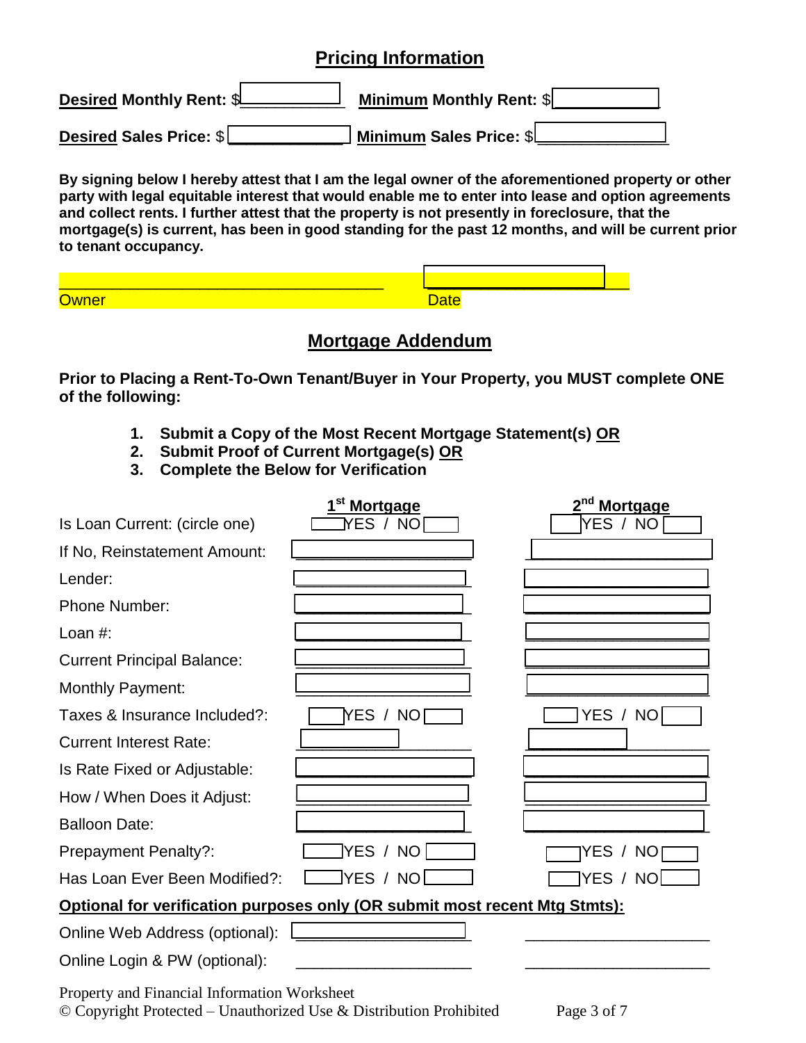## Pricing Information

**<u>Desired</u> Monthly Rent:** $____________ **<u>Minimum</u> Monthly Rent:** $____________

**<u>Desired</u> Sales Price:** $______________ **<u>Minimum</u> Sales Price:** $______________

**By signing below I hereby attest that I am the legal owner of the aforementioned property or other party with legal equitable interest that would enable me to enter into lease and option agreements and collect rents. I further attest that the property is not presently in foreclosure, that the mortgage(s) is current, has been in good standing for the past 12 months, and will be current prior to tenant occupancy.**

_____________________________________ ________________________

Owner Date

## Mortgage Addendum

**Prior to Placing a Rent-To-Own Tenant/Buyer in Your Property, you MUST complete ONE of the following:**

1. **Submit a Copy of the Most Recent Mortgage Statement(s) <u>OR</u>**
2. **Submit Proof of Current Mortgage(s) <u>OR</u>**
3. **Complete the Below for Verification**

| | 1st Mortgage | 2nd Mortgage |
|---|---|---|
| Is Loan Current: (circle one) | YES / NO | YES / NO |
| If No, Reinstatement Amount: | | |
| Lender: | | |
| Phone Number: | | |
| Loan #: | | |
| Current Principal Balance: | | |
| Monthly Payment: | | |
| Taxes & Insurance Included?: | YES / NO | YES / NO |
| Current Interest Rate: | | |
| Is Rate Fixed or Adjustable: | | |
| How / When Does it Adjust: | | |
| Balloon Date: | | |
| Prepayment Penalty?: | YES / NO | YES / NO |
| Has Loan Ever Been Modified?: | YES / NO | YES / NO |

**<u>Optional for verification purposes only (OR submit most recent Mtg Stmts):</u>**

| | | |
|---|---|---|
| Online Web Address (optional): | ____________________ | ____________________ |
| Online Login & PW (optional): | ____________________ | ____________________ |

Property and Financial Information Worksheet

© Copyright Protected – Unauthorized Use & Distribution Prohibited